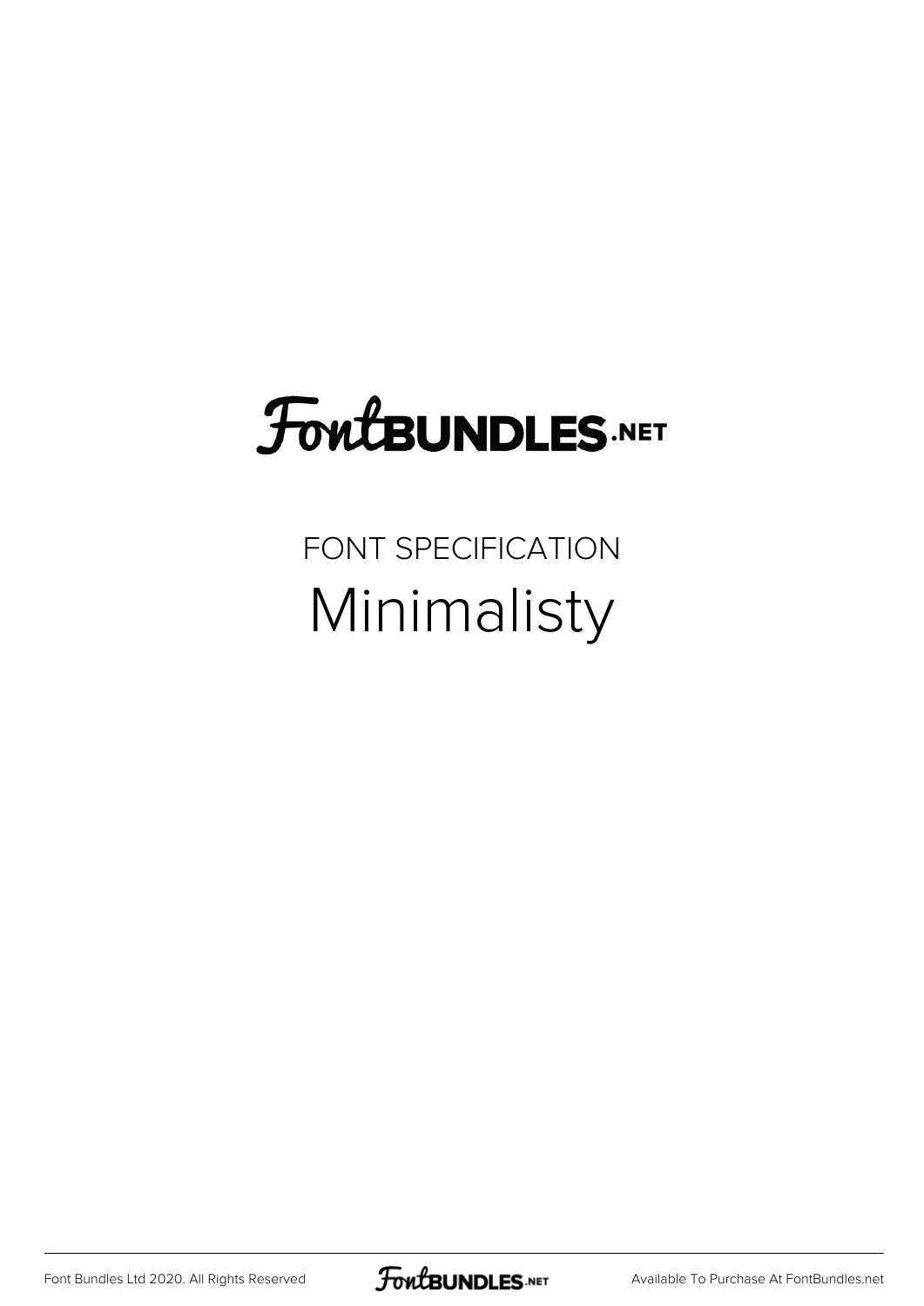# FontBUNDLES.NET

FONT SPECIFICATION

## Minimalisty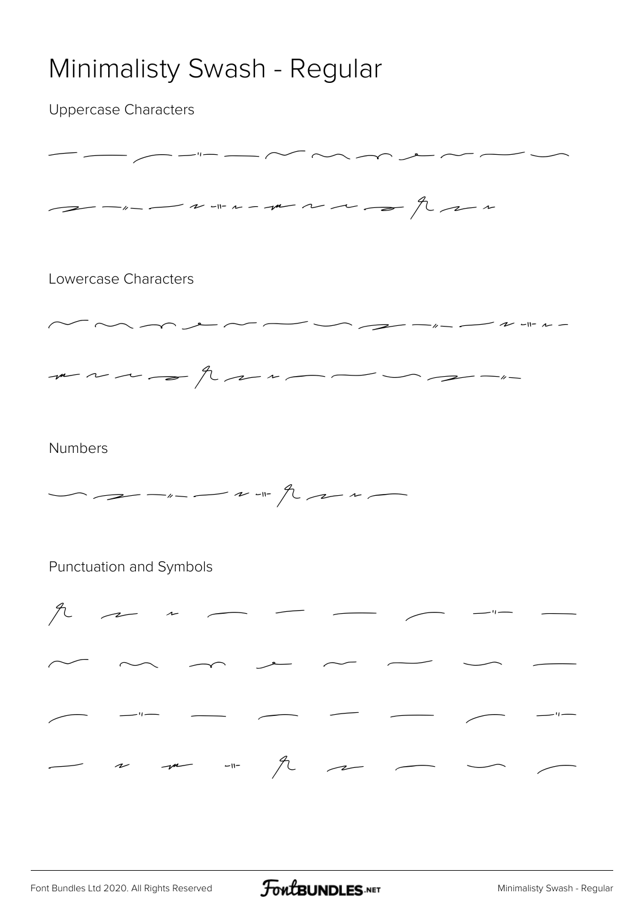# Minimalisty Swash - Regular

Uppercase Characters

Lowercase Characters

Numbers

Punctuation and Symbols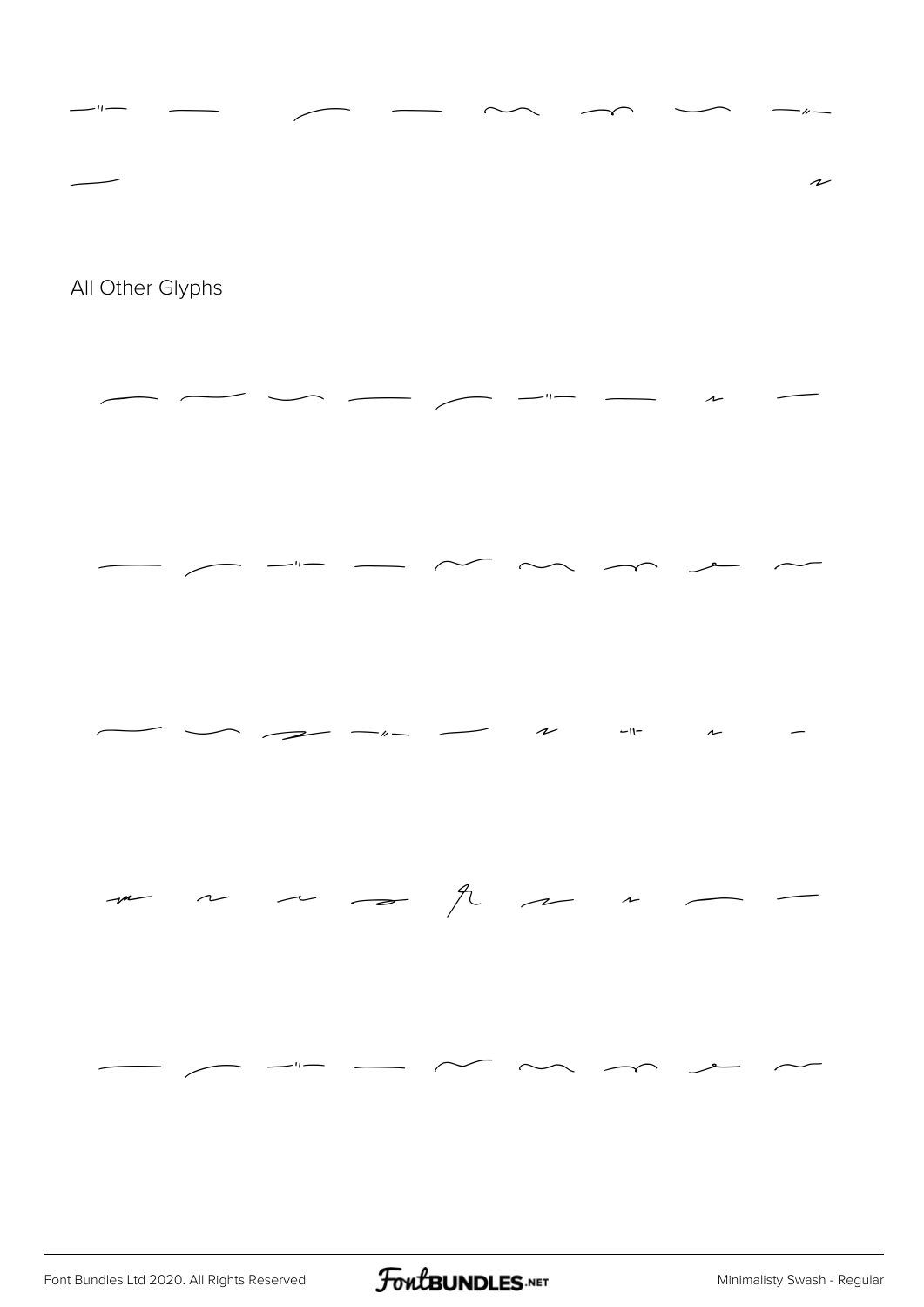All Other Glyphs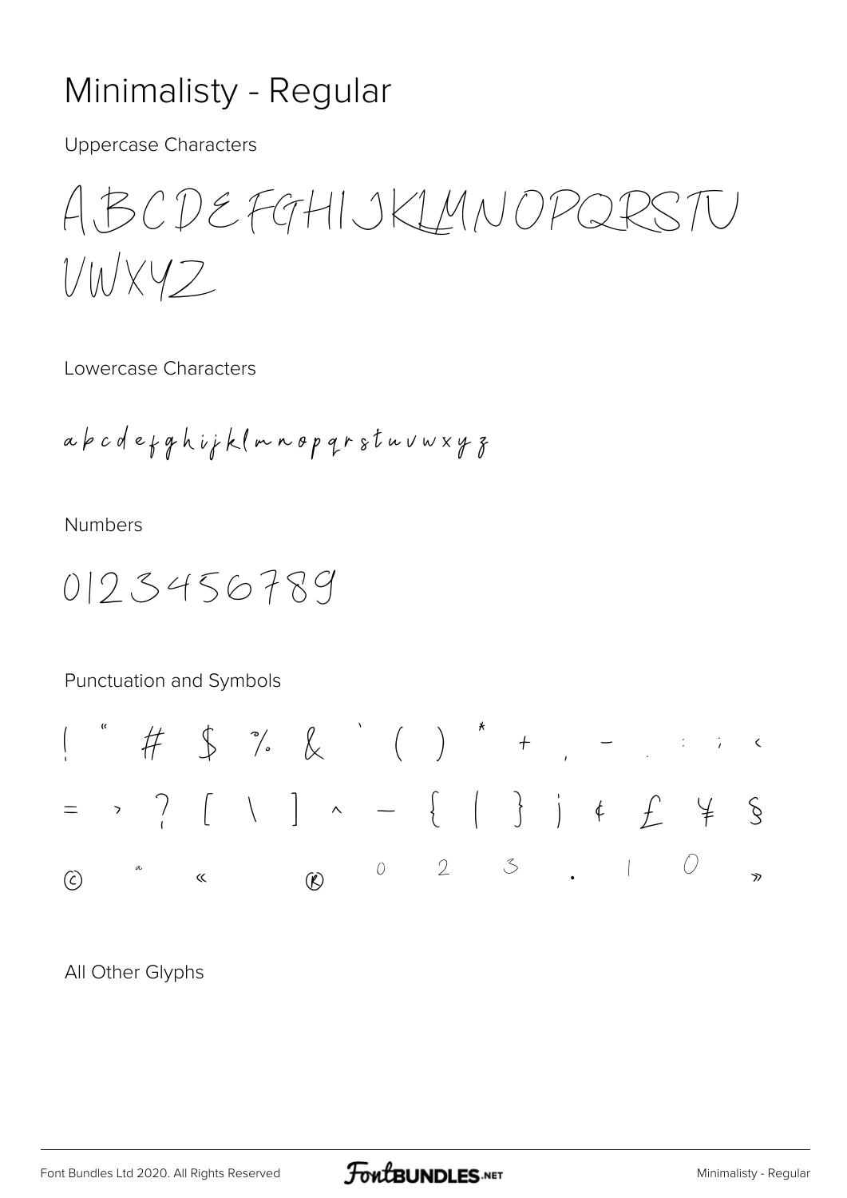# Minimalisty - Regular

Uppercase Characters

ABCDEFGHIJKLMNOPQRSTU VWXYZ

Lowercase Characters

a b c d e f g h i j k l m n o p q r s t u v w x y z

Numbers

0123456789

Punctuation and Symbols

! " # $ % & ' ( ) * + , - . : ; <

= > ? [ \ ] ^ _ { | } ¡ ¢ £ ¥ §

© ª « ® ° ² ³ · ¹ º »

All Other Glyphs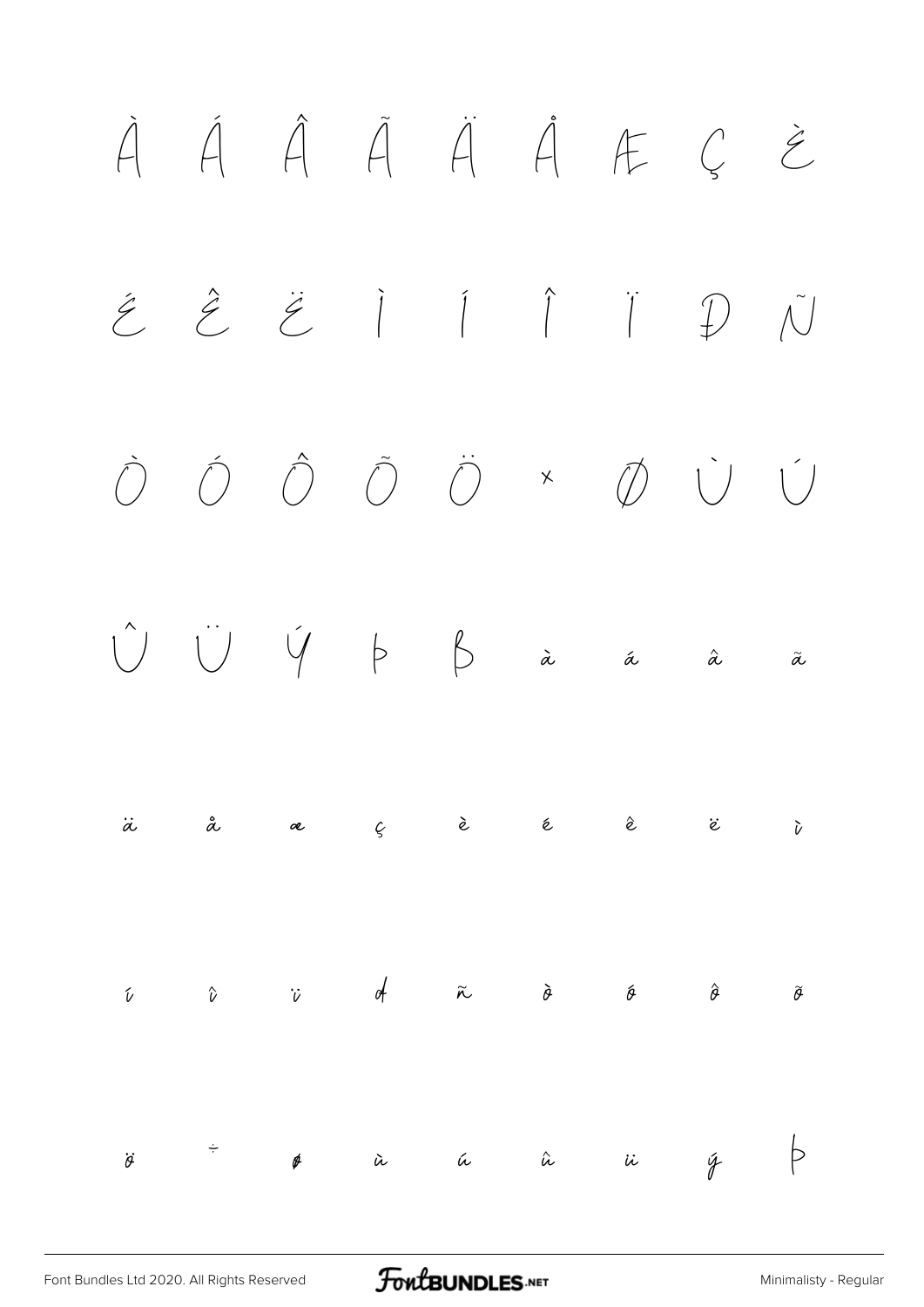À Á Â Ã Ä Å Æ Ç È

É Ê Ë Ì Í Î Ï Ð Ñ

Ò Ó Ô Õ Ö × Ø Ù Ú

Û Ü Ý Þ ß à á â ã

ä å æ ç è é ê ë ì

í î ï ð ñ ò ó ô õ

ö ÷ ø ù ú û ü ý þ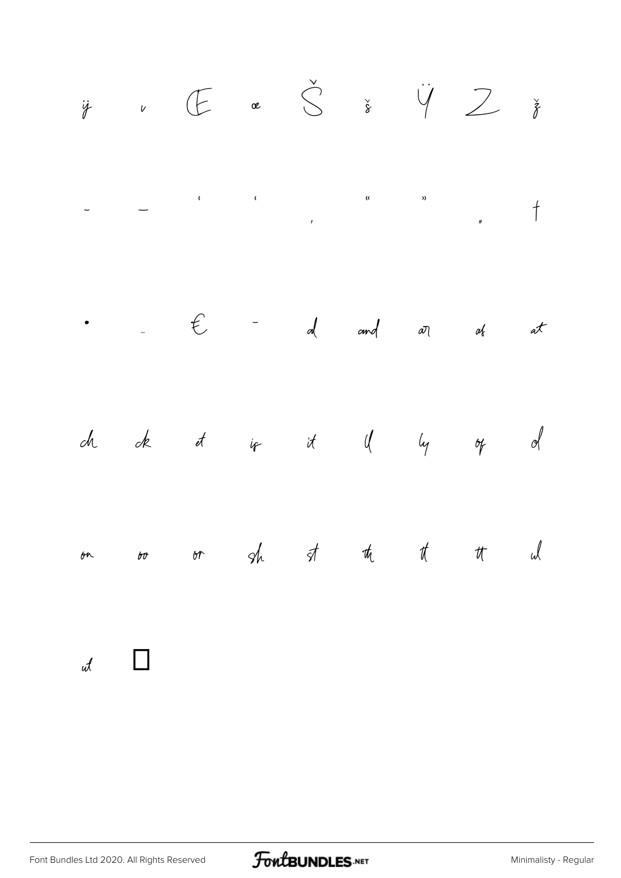ÿ ı Œ œ Š š Ÿ Ž ž

ˉ — ' ' , " " „ †

• … € - d and ar af at

ch ck ct ip it ll ly of ol

on oo or sh st th tt tt ul

ut □